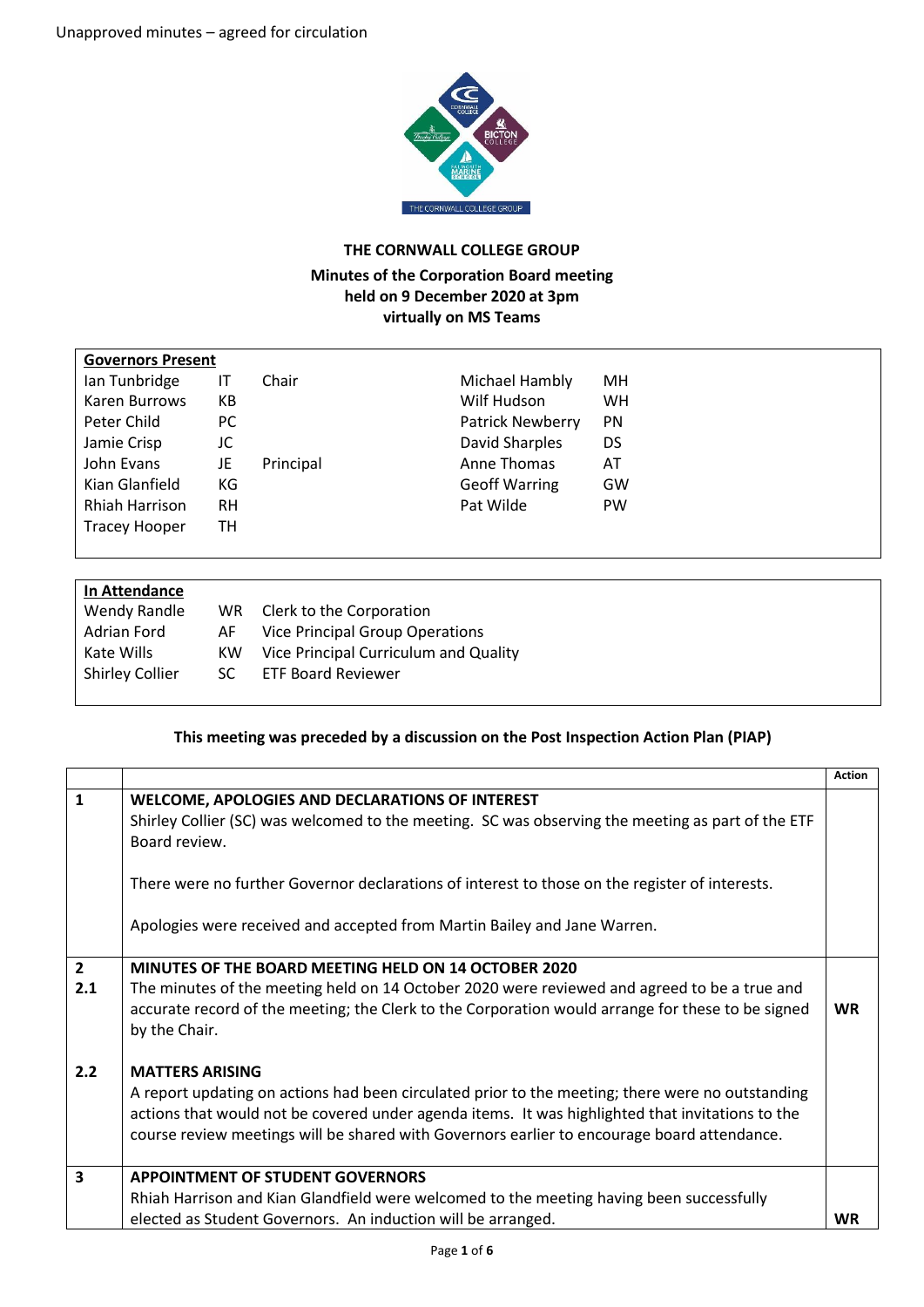Unapproved minutes – agreed for circulation

# THE CORNWALL COLLEGE GROUP

## Minutes of the Corporation Board meeting held on 9 December 2020 at 3pm virtually on MS Teams

| **Governors Present** | | | | |
|---|---|---|---|---|
| Ian Tunbridge | IT | Chair | Michael Hambly | MH |
| Karen Burrows | KB | | Wilf Hudson | WH |
| Peter Child | PC | | Patrick Newberry | PN |
| Jamie Crisp | JC | | David Sharples | DS |
| John Evans | JE | Principal | Anne Thomas | AT |
| Kian Glanfield | KG | | Geoff Warring | GW |
| Rhiah Harrison | RH | | Pat Wilde | PW |
| Tracey Hooper | TH | | | |

| **In Attendance** | | |
|---|---|---|
| Wendy Randle | WR | Clerk to the Corporation |
| Adrian Ford | AF | Vice Principal Group Operations |
| Kate Wills | KW | Vice Principal Curriculum and Quality |
| Shirley Collier | SC | ETF Board Reviewer |

**This meeting was preceded by a discussion on the Post Inspection Action Plan (PIAP)**

| | | Action |
|---|---|---|
| **1** | **WELCOME, APOLOGIES AND DECLARATIONS OF INTEREST**<br>Shirley Collier (SC) was welcomed to the meeting. SC was observing the meeting as part of the ETF Board review.<br><br>There were no further Governor declarations of interest to those on the register of interests.<br><br>Apologies were received and accepted from Martin Bailey and Jane Warren. | |
| **2**<br>**2.1** | **MINUTES OF THE BOARD MEETING HELD ON 14 OCTOBER 2020**<br>The minutes of the meeting held on 14 October 2020 were reviewed and agreed to be a true and accurate record of the meeting; the Clerk to the Corporation would arrange for these to be signed by the Chair. | **WR** |
| **2.2** | **MATTERS ARISING**<br>A report updating on actions had been circulated prior to the meeting; there were no outstanding actions that would not be covered under agenda items. It was highlighted that invitations to the course review meetings will be shared with Governors earlier to encourage board attendance. | |
| **3** | **APPOINTMENT OF STUDENT GOVERNORS**<br>Rhiah Harrison and Kian Glandfield were welcomed to the meeting having been successfully elected as Student Governors. An induction will be arranged. | **WR** |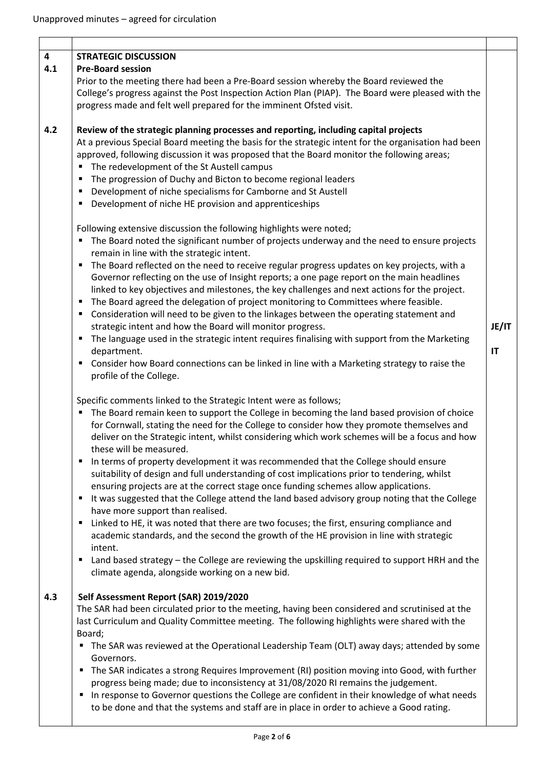Unapproved minutes – agreed for circulation

| | | |
|---|---|---|
| **4** | **STRATEGIC DISCUSSION** | |
| **4.1** | **Pre-Board session**<br>Prior to the meeting there had been a Pre-Board session whereby the Board reviewed the College's progress against the Post Inspection Action Plan (PIAP). The Board were pleased with the progress made and felt well prepared for the imminent Ofsted visit. | |
| **4.2** | **Review of the strategic planning processes and reporting, including capital projects**<br>At a previous Special Board meeting the basis for the strategic intent for the organisation had been approved, following discussion it was proposed that the Board monitor the following areas;<br>▪ The redevelopment of the St Austell campus<br>▪ The progression of Duchy and Bicton to become regional leaders<br>▪ Development of niche specialisms for Camborne and St Austell<br>▪ Development of niche HE provision and apprenticeships<br><br>Following extensive discussion the following highlights were noted;<br>▪ The Board noted the significant number of projects underway and the need to ensure projects remain in line with the strategic intent.<br>▪ The Board reflected on the need to receive regular progress updates on key projects, with a Governor reflecting on the use of Insight reports; a one page report on the main headlines linked to key objectives and milestones, the key challenges and next actions for the project.<br>▪ The Board agreed the delegation of project monitoring to Committees where feasible.<br>▪ Consideration will need to be given to the linkages between the operating statement and strategic intent and how the Board will monitor progress.<br>▪ The language used in the strategic intent requires finalising with support from the Marketing department.<br>▪ Consider how Board connections can be linked in line with a Marketing strategy to raise the profile of the College.<br><br>Specific comments linked to the Strategic Intent were as follows;<br>▪ The Board remain keen to support the College in becoming the land based provision of choice for Cornwall, stating the need for the College to consider how they promote themselves and deliver on the Strategic intent, whilst considering which work schemes will be a focus and how these will be measured.<br>▪ In terms of property development it was recommended that the College should ensure suitability of design and full understanding of cost implications prior to tendering, whilst ensuring projects are at the correct stage once funding schemes allow applications.<br>▪ It was suggested that the College attend the land based advisory group noting that the College have more support than realised.<br>▪ Linked to HE, it was noted that there are two focuses; the first, ensuring compliance and academic standards, and the second the growth of the HE provision in line with strategic intent.<br>▪ Land based strategy – the College are reviewing the upskilling required to support HRH and the climate agenda, alongside working on a new bid. | **JE/IT**<br><br>**IT** |
| **4.3** | **Self Assessment Report (SAR) 2019/2020**<br>The SAR had been circulated prior to the meeting, having been considered and scrutinised at the last Curriculum and Quality Committee meeting. The following highlights were shared with the Board;<br>▪ The SAR was reviewed at the Operational Leadership Team (OLT) away days; attended by some Governors.<br>▪ The SAR indicates a strong Requires Improvement (RI) position moving into Good, with further progress being made; due to inconsistency at 31/08/2020 RI remains the judgement.<br>▪ In response to Governor questions the College are confident in their knowledge of what needs to be done and that the systems and staff are in place in order to achieve a Good rating. | |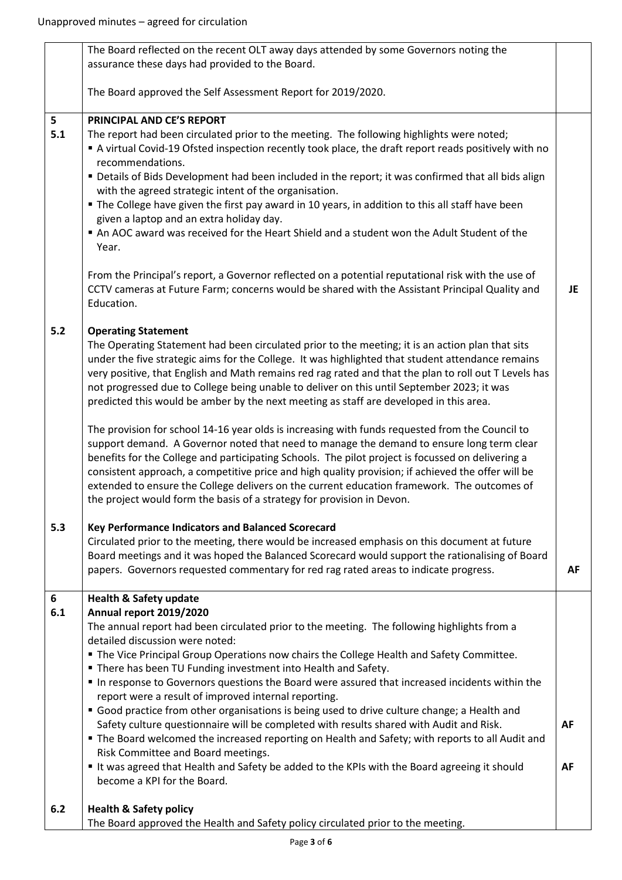Unapproved minutes – agreed for circulation

| | | |
|---|---|---|
| | The Board reflected on the recent OLT away days attended by some Governors noting the assurance these days had provided to the Board.<br><br>The Board approved the Self Assessment Report for 2019/2020. | |
| **5**<br>**5.1** | **PRINCIPAL AND CE'S REPORT**<br>The report had been circulated prior to the meeting. The following highlights were noted;<br>▪ A virtual Covid-19 Ofsted inspection recently took place, the draft report reads positively with no recommendations.<br>▪ Details of Bids Development had been included in the report; it was confirmed that all bids align with the agreed strategic intent of the organisation.<br>▪ The College have given the first pay award in 10 years, in addition to this all staff have been given a laptop and an extra holiday day.<br>▪ An AOC award was received for the Heart Shield and a student won the Adult Student of the Year.<br><br>From the Principal's report, a Governor reflected on a potential reputational risk with the use of CCTV cameras at Future Farm; concerns would be shared with the Assistant Principal Quality and Education. | **JE** |
| **5.2** | **Operating Statement**<br>The Operating Statement had been circulated prior to the meeting; it is an action plan that sits under the five strategic aims for the College. It was highlighted that student attendance remains very positive, that English and Math remains red rag rated and that the plan to roll out T Levels has not progressed due to College being unable to deliver on this until September 2023; it was predicted this would be amber by the next meeting as staff are developed in this area.<br><br>The provision for school 14-16 year olds is increasing with funds requested from the Council to support demand. A Governor noted that need to manage the demand to ensure long term clear benefits for the College and participating Schools. The pilot project is focussed on delivering a consistent approach, a competitive price and high quality provision; if achieved the offer will be extended to ensure the College delivers on the current education framework. The outcomes of the project would form the basis of a strategy for provision in Devon. | |
| **5.3** | **Key Performance Indicators and Balanced Scorecard**<br>Circulated prior to the meeting, there would be increased emphasis on this document at future Board meetings and it was hoped the Balanced Scorecard would support the rationalising of Board papers. Governors requested commentary for red rag rated areas to indicate progress. | **AF** |
| **6**<br>**6.1** | **Health & Safety update**<br>**Annual report 2019/2020**<br>The annual report had been circulated prior to the meeting. The following highlights from a detailed discussion were noted:<br>▪ The Vice Principal Group Operations now chairs the College Health and Safety Committee.<br>▪ There has been TU Funding investment into Health and Safety.<br>▪ In response to Governors questions the Board were assured that increased incidents within the report were a result of improved internal reporting.<br>▪ Good practice from other organisations is being used to drive culture change; a Health and Safety culture questionnaire will be completed with results shared with Audit and Risk.<br>▪ The Board welcomed the increased reporting on Health and Safety; with reports to all Audit and Risk Committee and Board meetings.<br>▪ It was agreed that Health and Safety be added to the KPIs with the Board agreeing it should become a KPI for the Board. | **AF**<br><br>**AF** |
| **6.2** | **Health & Safety policy**<br>The Board approved the Health and Safety policy circulated prior to the meeting. | |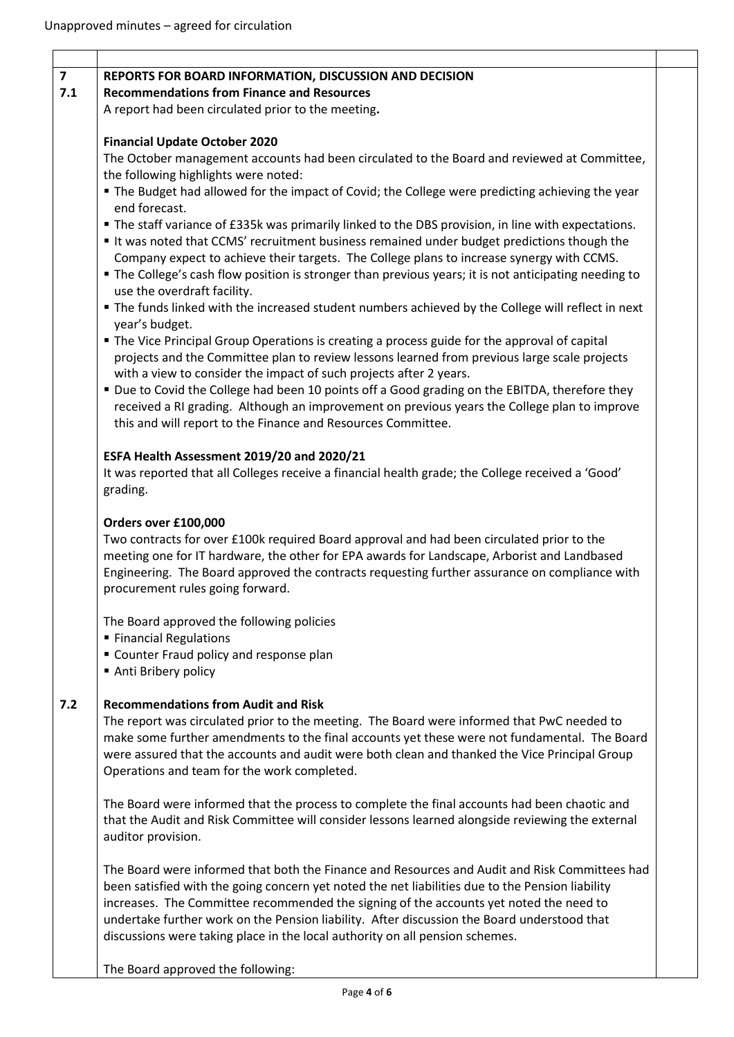Unapproved minutes – agreed for circulation

**7 REPORTS FOR BOARD INFORMATION, DISCUSSION AND DECISION**

**7.1 Recommendations from Finance and Resources**

A report had been circulated prior to the meeting**.**

**Financial Update October 2020**

The October management accounts had been circulated to the Board and reviewed at Committee, the following highlights were noted:

- The Budget had allowed for the impact of Covid; the College were predicting achieving the year end forecast.
- The staff variance of £335k was primarily linked to the DBS provision, in line with expectations.
- It was noted that CCMS' recruitment business remained under budget predictions though the Company expect to achieve their targets. The College plans to increase synergy with CCMS.
- The College's cash flow position is stronger than previous years; it is not anticipating needing to use the overdraft facility.
- The funds linked with the increased student numbers achieved by the College will reflect in next year's budget.
- The Vice Principal Group Operations is creating a process guide for the approval of capital projects and the Committee plan to review lessons learned from previous large scale projects with a view to consider the impact of such projects after 2 years.
- Due to Covid the College had been 10 points off a Good grading on the EBITDA, therefore they received a RI grading. Although an improvement on previous years the College plan to improve this and will report to the Finance and Resources Committee.

**ESFA Health Assessment 2019/20 and 2020/21**

It was reported that all Colleges receive a financial health grade; the College received a 'Good' grading.

**Orders over £100,000**

Two contracts for over £100k required Board approval and had been circulated prior to the meeting one for IT hardware, the other for EPA awards for Landscape, Arborist and Landbased Engineering. The Board approved the contracts requesting further assurance on compliance with procurement rules going forward.

The Board approved the following policies

- Financial Regulations
- Counter Fraud policy and response plan
- Anti Bribery policy

**7.2 Recommendations from Audit and Risk**

The report was circulated prior to the meeting. The Board were informed that PwC needed to make some further amendments to the final accounts yet these were not fundamental. The Board were assured that the accounts and audit were both clean and thanked the Vice Principal Group Operations and team for the work completed.

The Board were informed that the process to complete the final accounts had been chaotic and that the Audit and Risk Committee will consider lessons learned alongside reviewing the external auditor provision.

The Board were informed that both the Finance and Resources and Audit and Risk Committees had been satisfied with the going concern yet noted the net liabilities due to the Pension liability increases. The Committee recommended the signing of the accounts yet noted the need to undertake further work on the Pension liability. After discussion the Board understood that discussions were taking place in the local authority on all pension schemes.

The Board approved the following: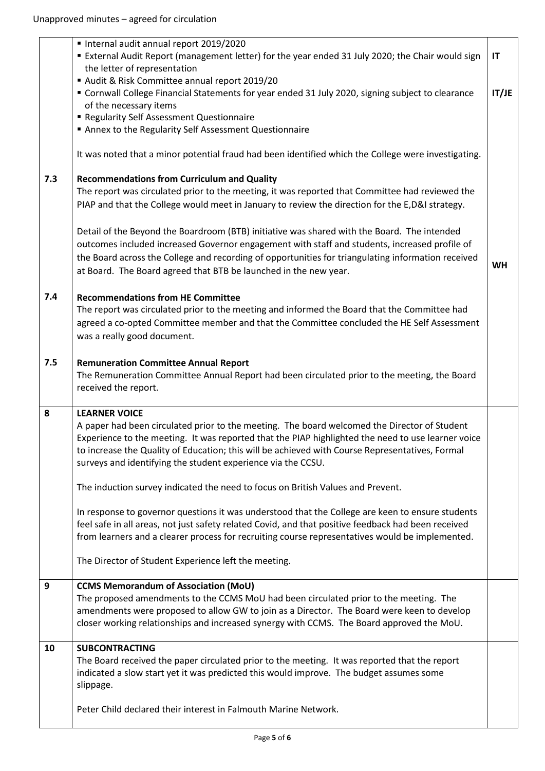Unapproved minutes – agreed for circulation

| | | |
|---|---|---|
| | ▪ Internal audit annual report 2019/2020<br>▪ External Audit Report (management letter) for the year ended 31 July 2020; the Chair would sign the letter of representation<br>▪ Audit & Risk Committee annual report 2019/20<br>▪ Cornwall College Financial Statements for year ended 31 July 2020, signing subject to clearance of the necessary items<br>▪ Regularity Self Assessment Questionnaire<br>▪ Annex to the Regularity Self Assessment Questionnaire<br><br>It was noted that a minor potential fraud had been identified which the College were investigating. | IT<br><br>IT/JE |
| 7.3 | **Recommendations from Curriculum and Quality**<br>The report was circulated prior to the meeting, it was reported that Committee had reviewed the PIAP and that the College would meet in January to review the direction for the E,D&I strategy.<br><br>Detail of the Beyond the Boardroom (BTB) initiative was shared with the Board. The intended outcomes included increased Governor engagement with staff and students, increased profile of the Board across the College and recording of opportunities for triangulating information received at Board. The Board agreed that BTB be launched in the new year. | WH |
| 7.4 | **Recommendations from HE Committee**<br>The report was circulated prior to the meeting and informed the Board that the Committee had agreed a co-opted Committee member and that the Committee concluded the HE Self Assessment was a really good document. | |
| 7.5 | **Remuneration Committee Annual Report**<br>The Remuneration Committee Annual Report had been circulated prior to the meeting, the Board received the report. | |
| 8 | **LEARNER VOICE**<br>A paper had been circulated prior to the meeting. The board welcomed the Director of Student Experience to the meeting. It was reported that the PIAP highlighted the need to use learner voice to increase the Quality of Education; this will be achieved with Course Representatives, Formal surveys and identifying the student experience via the CCSU.<br><br>The induction survey indicated the need to focus on British Values and Prevent.<br><br>In response to governor questions it was understood that the College are keen to ensure students feel safe in all areas, not just safety related Covid, and that positive feedback had been received from learners and a clearer process for recruiting course representatives would be implemented.<br><br>The Director of Student Experience left the meeting. | |
| 9 | **CCMS Memorandum of Association (MoU)**<br>The proposed amendments to the CCMS MoU had been circulated prior to the meeting. The amendments were proposed to allow GW to join as a Director. The Board were keen to develop closer working relationships and increased synergy with CCMS. The Board approved the MoU. | |
| 10 | **SUBCONTRACTING**<br>The Board received the paper circulated prior to the meeting. It was reported that the report indicated a slow start yet it was predicted this would improve. The budget assumes some slippage.<br><br>Peter Child declared their interest in Falmouth Marine Network. | |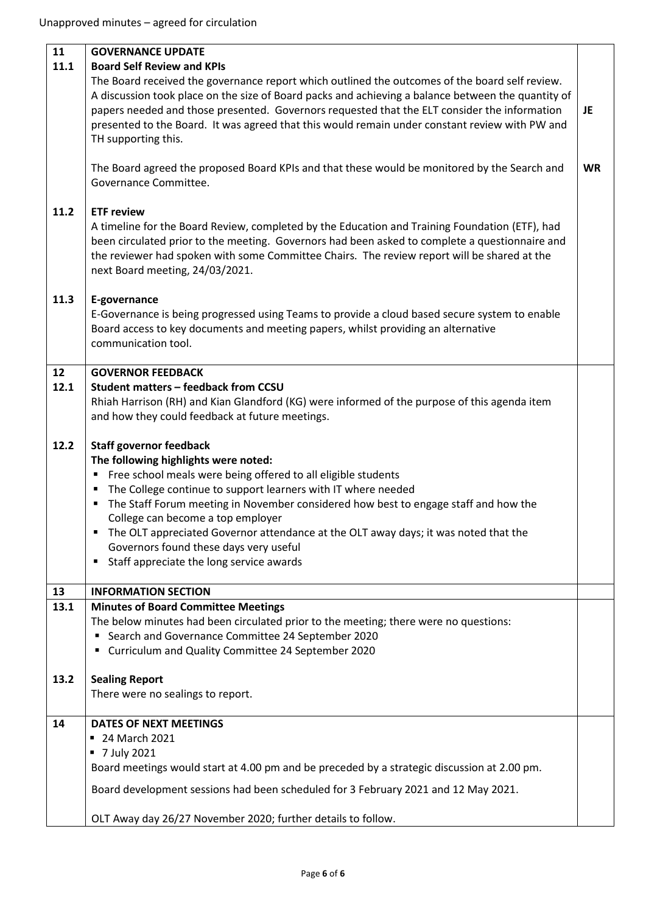Unapproved minutes – agreed for circulation

| | | |
|---|---|---|
| **11** | **GOVERNANCE UPDATE** | |
| **11.1** | **Board Self Review and KPIs**<br>The Board received the governance report which outlined the outcomes of the board self review. A discussion took place on the size of Board packs and achieving a balance between the quantity of papers needed and those presented. Governors requested that the ELT consider the information presented to the Board. It was agreed that this would remain under constant review with PW and TH supporting this.<br><br>The Board agreed the proposed Board KPIs and that these would be monitored by the Search and Governance Committee. | **JE**<br><br>**WR** |
| **11.2** | **ETF review**<br>A timeline for the Board Review, completed by the Education and Training Foundation (ETF), had been circulated prior to the meeting. Governors had been asked to complete a questionnaire and the reviewer had spoken with some Committee Chairs. The review report will be shared at the next Board meeting, 24/03/2021. | |
| **11.3** | **E-governance**<br>E-Governance is being progressed using Teams to provide a cloud based secure system to enable Board access to key documents and meeting papers, whilst providing an alternative communication tool. | |
| **12** | **GOVERNOR FEEDBACK** | |
| **12.1** | **Student matters – feedback from CCSU**<br>Rhiah Harrison (RH) and Kian Glandford (KG) were informed of the purpose of this agenda item and how they could feedback at future meetings. | |
| **12.2** | **Staff governor feedback**<br>**The following highlights were noted:**<br>▪ Free school meals were being offered to all eligible students<br>▪ The College continue to support learners with IT where needed<br>▪ The Staff Forum meeting in November considered how best to engage staff and how the College can become a top employer<br>▪ The OLT appreciated Governor attendance at the OLT away days; it was noted that the Governors found these days very useful<br>▪ Staff appreciate the long service awards | |
| **13** | **INFORMATION SECTION** | |
| **13.1** | **Minutes of Board Committee Meetings**<br>The below minutes had been circulated prior to the meeting; there were no questions:<br>▪ Search and Governance Committee 24 September 2020<br>▪ Curriculum and Quality Committee 24 September 2020 | |
| **13.2** | **Sealing Report**<br>There were no sealings to report. | |
| **14** | **DATES OF NEXT MEETINGS**<br>▪ 24 March 2021<br>▪ 7 July 2021<br>Board meetings would start at 4.00 pm and be preceded by a strategic discussion at 2.00 pm.<br><br>Board development sessions had been scheduled for 3 February 2021 and 12 May 2021.<br><br>OLT Away day 26/27 November 2020; further details to follow. | |